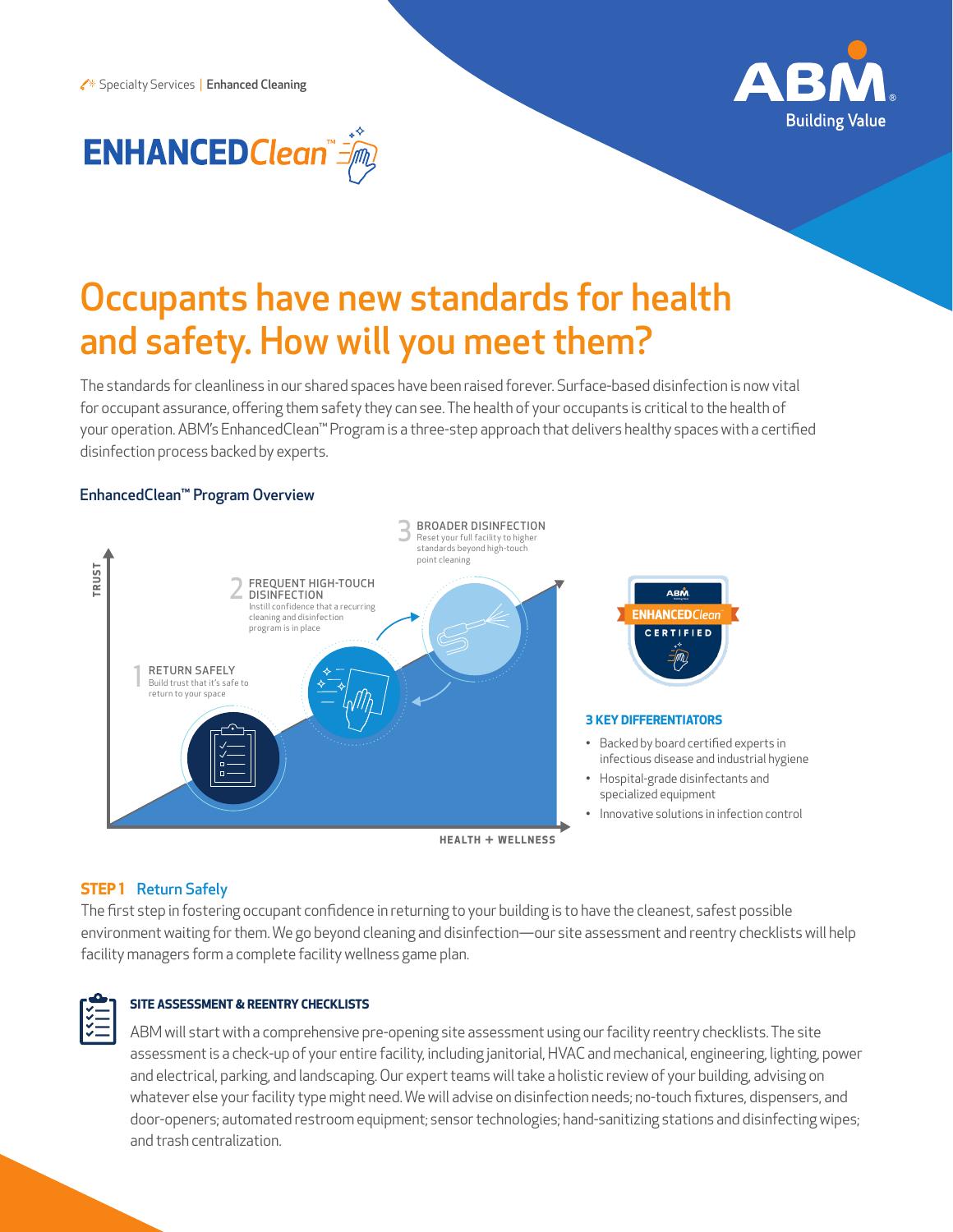Specialty Services | **Enhanced Cleaning**

**ENHANCED***Clean*™

ABM Building Value

# Occupants have new standards for health and safety. How will you meet them?

The standards for cleanliness in our shared spaces have been raised forever. Surface-based disinfection is now vital for occupant assurance, offering them safety they can see. The health of your occupants is critical to the health of your operation. ABM's EnhancedClean™ Program is a three-step approach that delivers healthy spaces with a certified disinfection process backed by experts.

### EnhancedClean™ Program Overview

1 **RETURN SAFELY**
Build trust that it's safe to return to your space

2 **FREQUENT HIGH-TOUCH DISINFECTION**
Instill confidence that a recurring cleaning and disinfection program is in place

3 **BROADER DISINFECTION**
Reset your full facility to higher standards beyond high-touch point cleaning

TRUST

HEALTH + WELLNESS

ABM ENHANCED*Clean* CERTIFIED

### 3 KEY DIFFERENTIATORS

- Backed by board certified experts in infectious disease and industrial hygiene
- Hospital-grade disinfectants and specialized equipment
- Innovative solutions in infection control

## STEP 1 Return Safely

The first step in fostering occupant confidence in returning to your building is to have the cleanest, safest possible environment waiting for them. We go beyond cleaning and disinfection—our site assessment and reentry checklists will help facility managers form a complete facility wellness game plan.

### SITE ASSESSMENT & REENTRY CHECKLISTS

ABM will start with a comprehensive pre-opening site assessment using our facility reentry checklists. The site assessment is a check-up of your entire facility, including janitorial, HVAC and mechanical, engineering, lighting, power and electrical, parking, and landscaping. Our expert teams will take a holistic review of your building, advising on whatever else your facility type might need. We will advise on disinfection needs; no-touch fixtures, dispensers, and door-openers; automated restroom equipment; sensor technologies; hand-sanitizing stations and disinfecting wipes; and trash centralization.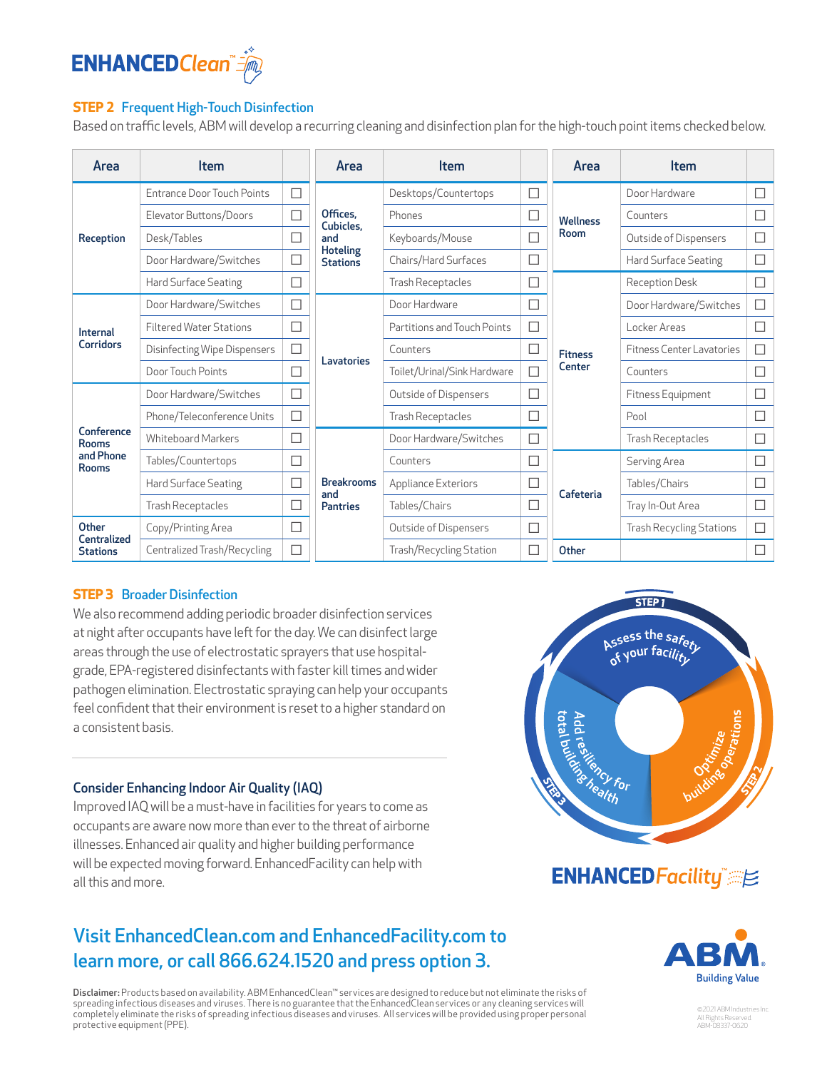# ENHANCEDClean™

### STEP 2 Frequent High-Touch Disinfection

Based on traffic levels, ABM will develop a recurring cleaning and disinfection plan for the high-touch point items checked below.

| Area | Item | | Area | Item | | Area | Item | |
|---|---|---|---|---|---|---|---|---|
| Reception | Entrance Door Touch Points | ☐ | Offices, Cubicles, and Hoteling Stations | Desktops/Countertops | ☐ | Wellness Room | Door Hardware | ☐ |
| | Elevator Buttons/Doors | ☐ | | Phones | ☐ | | Counters | ☐ |
| | Desk/Tables | ☐ | | Keyboards/Mouse | ☐ | | Outside of Dispensers | ☐ |
| | Door Hardware/Switches | ☐ | | Chairs/Hard Surfaces | ☐ | | Hard Surface Seating | ☐ |
| | Hard Surface Seating | ☐ | | Trash Receptacles | ☐ | Fitness Center | Reception Desk | ☐ |
| Internal Corridors | Door Hardware/Switches | ☐ | Lavatories | Door Hardware | ☐ | | Door Hardware/Switches | ☐ |
| | Filtered Water Stations | ☐ | | Partitions and Touch Points | ☐ | | Locker Areas | ☐ |
| | Disinfecting Wipe Dispensers | ☐ | | Counters | ☐ | | Fitness Center Lavatories | ☐ |
| | Door Touch Points | ☐ | | Toilet/Urinal/Sink Hardware | ☐ | | Counters | ☐ |
| Conference Rooms and Phone Rooms | Door Hardware/Switches | ☐ | | Outside of Dispensers | ☐ | | Fitness Equipment | ☐ |
| | Phone/Teleconference Units | ☐ | | Trash Receptacles | ☐ | | Pool | ☐ |
| | Whiteboard Markers | ☐ | Breakrooms and Pantries | Door Hardware/Switches | ☐ | | Trash Receptacles | ☐ |
| | Tables/Countertops | ☐ | | Counters | ☐ | Cafeteria | Serving Area | ☐ |
| | Hard Surface Seating | ☐ | | Appliance Exteriors | ☐ | | Tables/Chairs | ☐ |
| | Trash Receptacles | ☐ | | Tables/Chairs | ☐ | | Tray In-Out Area | ☐ |
| Other Centralized Stations | Copy/Printing Area | ☐ | | Outside of Dispensers | ☐ | | Trash Recycling Stations | ☐ |
| | Centralized Trash/Recycling | ☐ | | Trash/Recycling Station | ☐ | Other | | ☐ |

### STEP 3 Broader Disinfection

We also recommend adding periodic broader disinfection services at night after occupants have left for the day. We can disinfect large areas through the use of electrostatic sprayers that use hospital-grade, EPA-registered disinfectants with faster kill times and wider pathogen elimination. Electrostatic spraying can help your occupants feel confident that their environment is reset to a higher standard on a consistent basis.

### Consider Enhancing Indoor Air Quality (IAQ)

Improved IAQ will be a must-have in facilities for years to come as occupants are aware now more than ever to the threat of airborne illnesses. Enhanced air quality and higher building performance will be expected moving forward. EnhancedFacility can help with all this and more.

STEP 1 Assess the safety of your facility

STEP 2 Optimize building operations

STEP 3 Add resiliency for total building health

ENHANCEDFacility™

## Visit EnhancedClean.com and EnhancedFacility.com to learn more, or call 866.624.1520 and press option 3.

ABM Building Value

**Disclaimer:** Products based on availability. ABM EnhancedClean™ services are designed to reduce but not eliminate the risks of spreading infectious diseases and viruses. There is no guarantee that the EnhancedClean services or any cleaning services will completely eliminate the risks of spreading infectious diseases and viruses. All services will be provided using proper personal protective equipment (PPE).

©2021 ABM Industries Inc. All Rights Reserved. ABM-DB337-0620